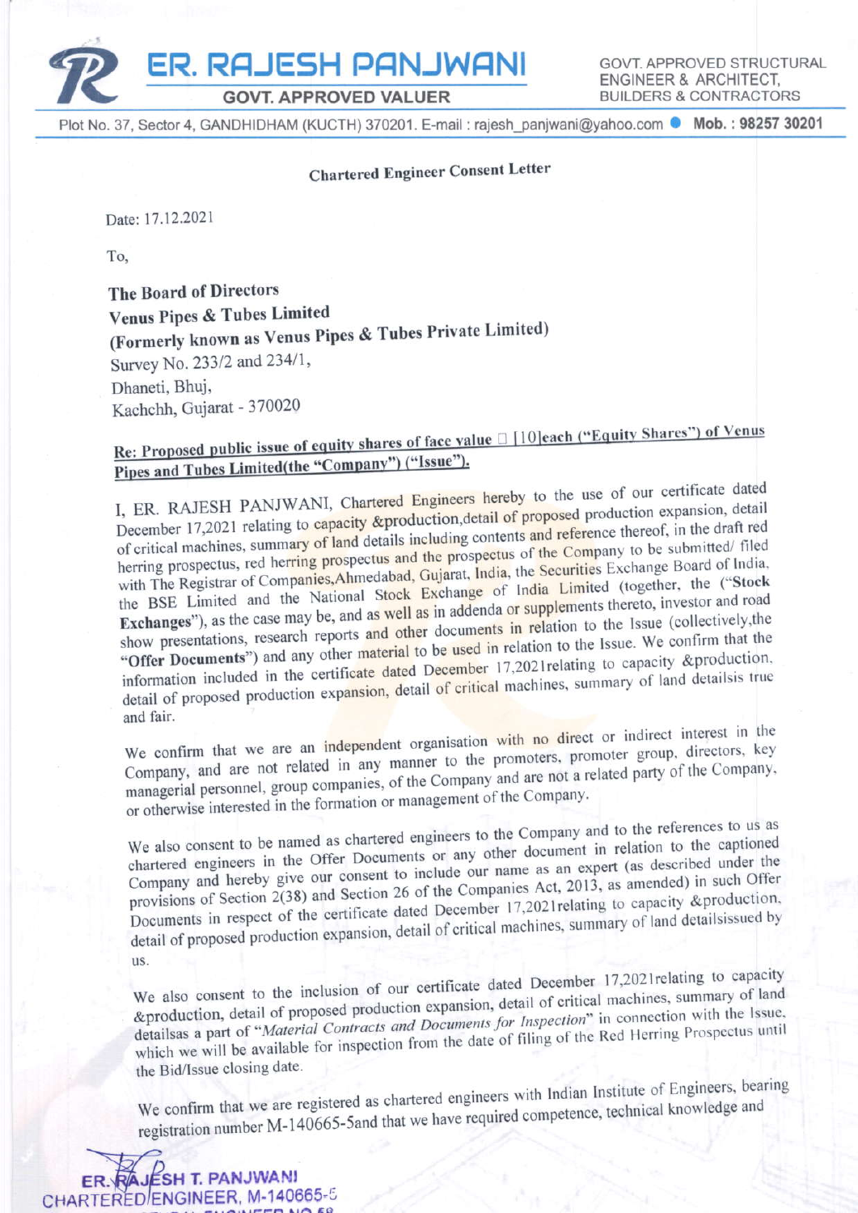# ER. RAJESH PANJWANI

**GOVT. APPROVED VALUER**

GOVT. APPROVED STRUCTURAL ENGINEER & ARCHITECT, BUILDERS & CONTRACTORS

Plot No. 37, Sector 4, GANDHIDHAM (KUTCH) 370201. E-mail : rajesh_panjwani@yahoo.com ● **Mob. : 98257 30201**

**Chartered Engineer Consent Letter**

Date: 17.12.2021

To,

**The Board of Directors**
**Venus Pipes & Tubes Limited**
**(Formerly known as Venus Pipes & Tubes Private Limited)**
Survey No. 233/2 and 234/1,
Dhaneti, Bhuj,
Kachchh, Gujarat - 370020

**Re: Proposed public issue of equity shares of face value ☐ [10]each ("Equity Shares") of Venus Pipes and Tubes Limited(the "Company") ("Issue").**

I, ER. RAJESH PANJWANI, Chartered Engineers hereby to the use of our certificate dated December 17,2021 relating to capacity &production,detail of proposed production expansion, detail of critical machines, summary of land details including contents and reference thereof, in the draft red herring prospectus, red herring prospectus and the prospectus of the Company to be submitted/ filed with The Registrar of Companies,Ahmedabad, Gujarat, India, the Securities Exchange Board of India, the BSE Limited and the National Stock Exchange of India Limited (together, the ("**Stock Exchanges**"), as the case may be, and as well as in addenda or supplements thereto, investor and road show presentations, research reports and other documents in relation to the Issue (collectively,the "**Offer Documents**") and any other material to be used in relation to the Issue. We confirm that the information included in the certificate dated December 17,2021relating to capacity &production, detail of proposed production expansion, detail of critical machines, summary of land detailsis true and fair.

We confirm that we are an independent organisation with no direct or indirect interest in the Company, and are not related in any manner to the promoters, promoter group, directors, key managerial personnel, group companies, of the Company and are not a related party of the Company, or otherwise interested in the formation or management of the Company.

We also consent to be named as chartered engineers to the Company and to the references to us as chartered engineers in the Offer Documents or any other document in relation to the captioned Company and hereby give our consent to include our name as an expert (as described under the provisions of Section 2(38) and Section 26 of the Companies Act, 2013, as amended) in such Offer Documents in respect of the certificate dated December 17,2021relating to capacity &production, detail of proposed production expansion, detail of critical machines, summary of land detailsissued by us.

We also consent to the inclusion of our certificate dated December 17,2021relating to capacity &production, detail of proposed production expansion, detail of critical machines, summary of land detailsas a part of "*Material Contracts and Documents for Inspection*" in connection with the Issue, which we will be available for inspection from the date of filing of the Red Herring Prospectus until the Bid/Issue closing date.

We confirm that we are registered as chartered engineers with Indian Institute of Engineers, bearing registration number M-140665-5and that we have required competence, technical knowledge and

ER. RAJESH T. PANJWANI
CHARTERED ENGINEER, M-140665-5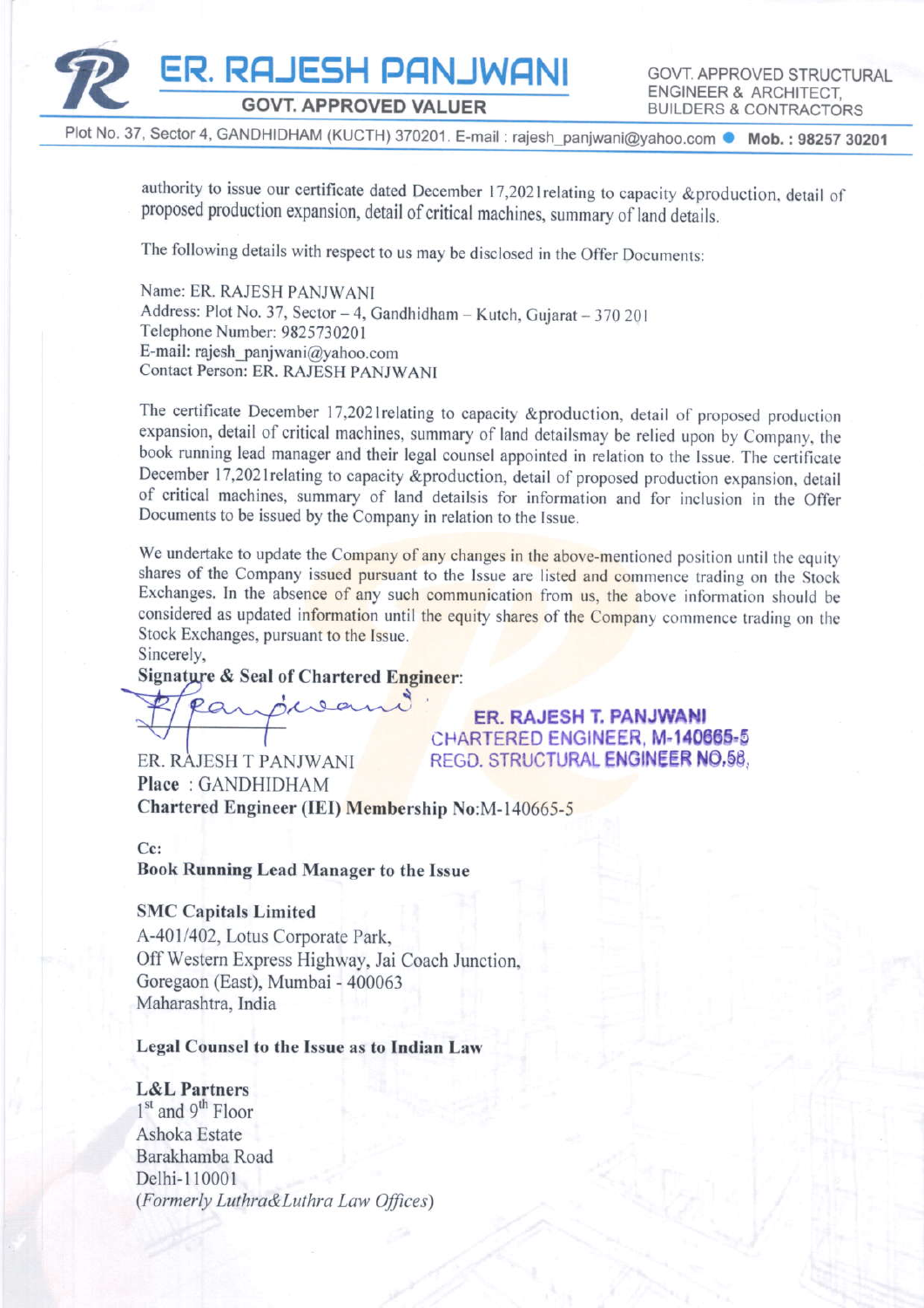authority to issue our certificate dated December 17,2021relating to capacity &production, detail of proposed production expansion, detail of critical machines, summary of land details.

The following details with respect to us may be disclosed in the Offer Documents:

Name: ER. RAJESH PANJWANI
Address: Plot No. 37, Sector – 4, Gandhidham – Kutch, Gujarat – 370 201
Telephone Number: 9825730201
E-mail: rajesh_panjwani@yahoo.com
Contact Person: ER. RAJESH PANJWANI

The certificate December 17,2021relating to capacity &production, detail of proposed production expansion, detail of critical machines, summary of land detailsmay be relied upon by Company, the book running lead manager and their legal counsel appointed in relation to the Issue. The certificate December 17,2021relating to capacity &production, detail of proposed production expansion, detail of critical machines, summary of land detailsis for information and for inclusion in the Offer Documents to be issued by the Company in relation to the Issue.

We undertake to update the Company of any changes in the above-mentioned position until the equity shares of the Company issued pursuant to the Issue are listed and commence trading on the Stock Exchanges. In the absence of any such communication from us, the above information should be considered as updated information until the equity shares of the Company commence trading on the Stock Exchanges, pursuant to the Issue.

Sincerely,

**Signature & Seal of Chartered Engineer:**

ER. RAJESH T. PANJWANI
CHARTERED ENGINEER, M-140665-5
REGD. STRUCTURAL ENGINEER NO.58,

ER. RAJESH T PANJWANI
**Place** : GANDHIDHAM
**Chartered Engineer (IEI) Membership No**:M-140665-5

**Cc:**
**Book Running Lead Manager to the Issue**

**SMC Capitals Limited**
A-401/402, Lotus Corporate Park,
Off Western Express Highway, Jai Coach Junction,
Goregaon (East), Mumbai - 400063
Maharashtra, India

**Legal Counsel to the Issue as to Indian Law**

**L&L Partners**
1st and 9th Floor
Ashoka Estate
Barakhamba Road
Delhi-110001
*(Formerly Luthra&Luthra Law Offices)*